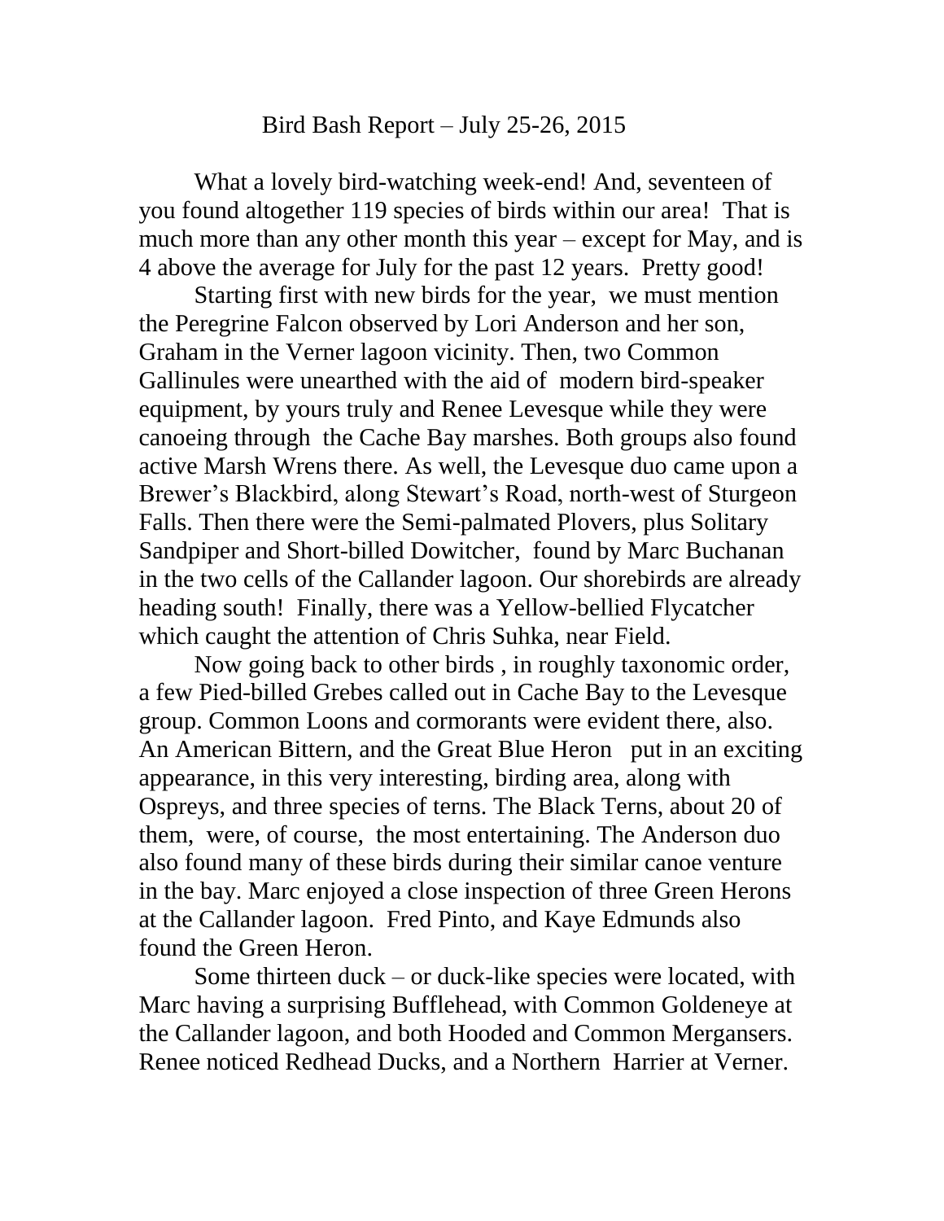# Bird Bash Report – July 25-26, 2015

What a lovely bird-watching week-end! And, seventeen of you found altogether 119 species of birds within our area! That is much more than any other month this year – except for May, and is 4 above the average for July for the past 12 years. Pretty good!

Starting first with new birds for the year, we must mention the Peregrine Falcon observed by Lori Anderson and her son, Graham in the Verner lagoon vicinity. Then, two Common Gallinules were unearthed with the aid of modern bird-speaker equipment, by yours truly and Renee Levesque while they were canoeing through the Cache Bay marshes. Both groups also found active Marsh Wrens there. As well, the Levesque duo came upon a Brewer's Blackbird, along Stewart's Road, north-west of Sturgeon Falls. Then there were the Semi-palmated Plovers, plus Solitary Sandpiper and Short-billed Dowitcher, found by Marc Buchanan in the two cells of the Callander lagoon. Our shorebirds are already heading south! Finally, there was a Yellow-bellied Flycatcher which caught the attention of Chris Suhka, near Field.

Now going back to other birds , in roughly taxonomic order, a few Pied-billed Grebes called out in Cache Bay to the Levesque group. Common Loons and cormorants were evident there, also. An American Bittern, and the Great Blue Heron put in an exciting appearance, in this very interesting, birding area, along with Ospreys, and three species of terns. The Black Terns, about 20 of them, were, of course, the most entertaining. The Anderson duo also found many of these birds during their similar canoe venture in the bay. Marc enjoyed a close inspection of three Green Herons at the Callander lagoon. Fred Pinto, and Kaye Edmunds also found the Green Heron.

Some thirteen duck – or duck-like species were located, with Marc having a surprising Bufflehead, with Common Goldeneye at the Callander lagoon, and both Hooded and Common Mergansers. Renee noticed Redhead Ducks, and a Northern Harrier at Verner.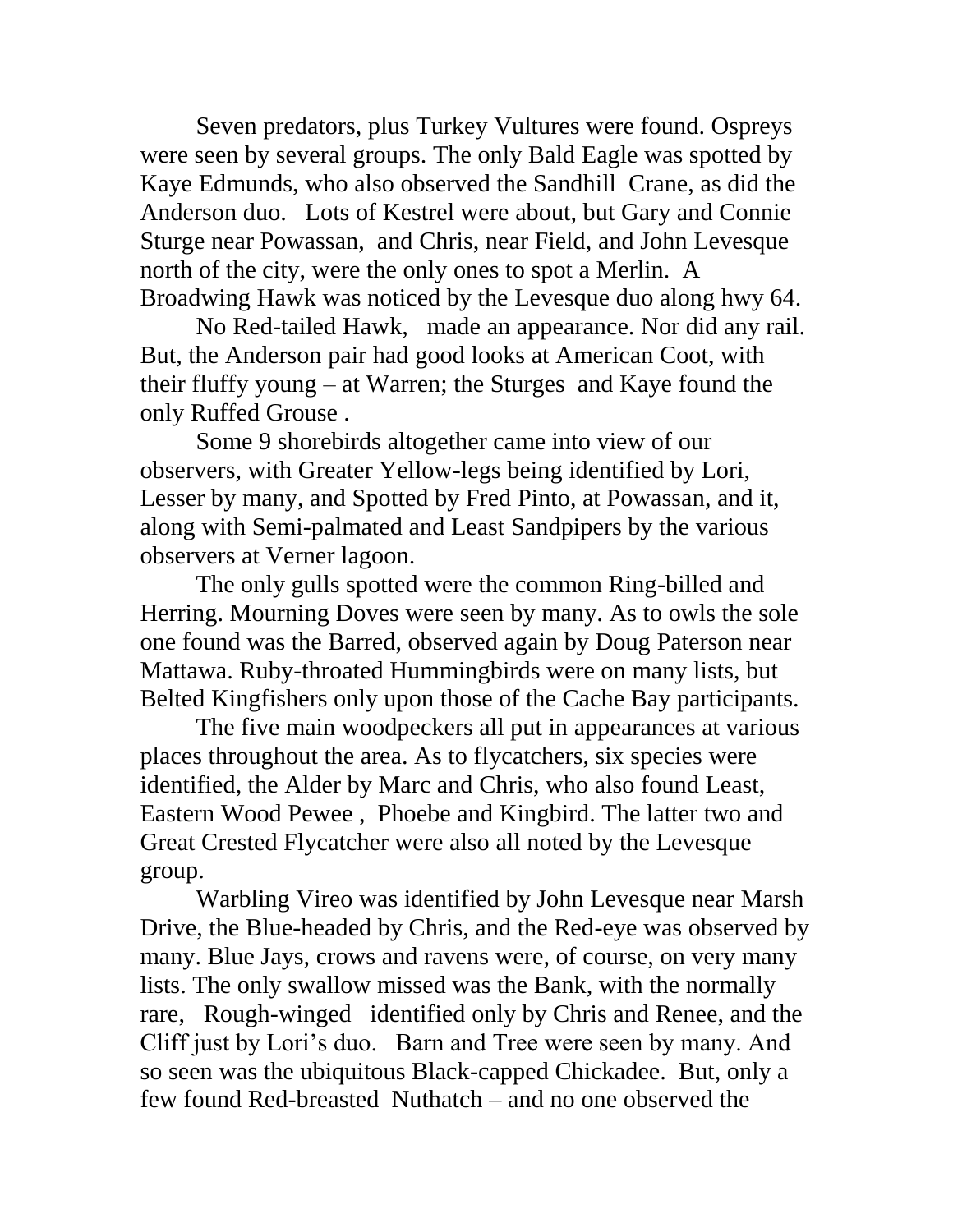Seven predators, plus Turkey Vultures were found. Ospreys were seen by several groups. The only Bald Eagle was spotted by Kaye Edmunds, who also observed the Sandhill Crane, as did the Anderson duo. Lots of Kestrel were about, but Gary and Connie Sturge near Powassan, and Chris, near Field, and John Levesque north of the city, were the only ones to spot a Merlin. A Broadwing Hawk was noticed by the Levesque duo along hwy 64.

No Red-tailed Hawk, made an appearance. Nor did any rail. But, the Anderson pair had good looks at American Coot, with their fluffy young – at Warren; the Sturges and Kaye found the only Ruffed Grouse .

Some 9 shorebirds altogether came into view of our observers, with Greater Yellow-legs being identified by Lori, Lesser by many, and Spotted by Fred Pinto, at Powassan, and it, along with Semi-palmated and Least Sandpipers by the various observers at Verner lagoon.

The only gulls spotted were the common Ring-billed and Herring. Mourning Doves were seen by many. As to owls the sole one found was the Barred, observed again by Doug Paterson near Mattawa. Ruby-throated Hummingbirds were on many lists, but Belted Kingfishers only upon those of the Cache Bay participants.

The five main woodpeckers all put in appearances at various places throughout the area. As to flycatchers, six species were identified, the Alder by Marc and Chris, who also found Least, Eastern Wood Pewee , Phoebe and Kingbird. The latter two and Great Crested Flycatcher were also all noted by the Levesque group.

Warbling Vireo was identified by John Levesque near Marsh Drive, the Blue-headed by Chris, and the Red-eye was observed by many. Blue Jays, crows and ravens were, of course, on very many lists. The only swallow missed was the Bank, with the normally rare, Rough-winged identified only by Chris and Renee, and the Cliff just by Lori's duo. Barn and Tree were seen by many. And so seen was the ubiquitous Black-capped Chickadee. But, only a few found Red-breasted Nuthatch – and no one observed the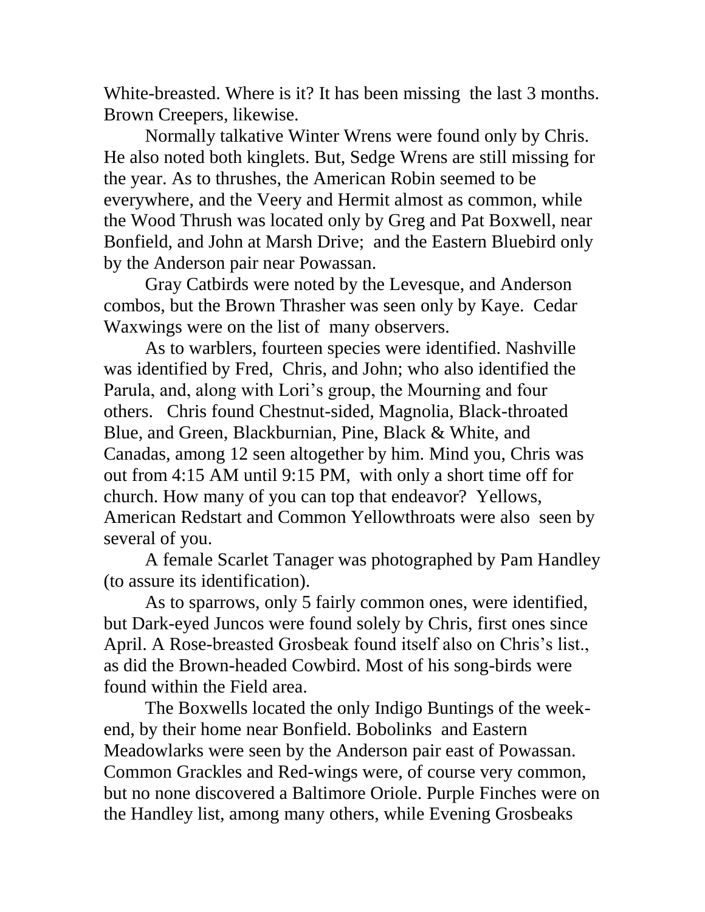White-breasted. Where is it? It has been missing the last 3 months. Brown Creepers, likewise.

Normally talkative Winter Wrens were found only by Chris. He also noted both kinglets. But, Sedge Wrens are still missing for the year. As to thrushes, the American Robin seemed to be everywhere, and the Veery and Hermit almost as common, while the Wood Thrush was located only by Greg and Pat Boxwell, near Bonfield, and John at Marsh Drive; and the Eastern Bluebird only by the Anderson pair near Powassan.

Gray Catbirds were noted by the Levesque, and Anderson combos, but the Brown Thrasher was seen only by Kaye. Cedar Waxwings were on the list of many observers.

As to warblers, fourteen species were identified. Nashville was identified by Fred, Chris, and John; who also identified the Parula, and, along with Lori's group, the Mourning and four others. Chris found Chestnut-sided, Magnolia, Black-throated Blue, and Green, Blackburnian, Pine, Black & White, and Canadas, among 12 seen altogether by him. Mind you, Chris was out from 4:15 AM until 9:15 PM, with only a short time off for church. How many of you can top that endeavor? Yellows, American Redstart and Common Yellowthroats were also seen by several of you.

A female Scarlet Tanager was photographed by Pam Handley (to assure its identification).

As to sparrows, only 5 fairly common ones, were identified, but Dark-eyed Juncos were found solely by Chris, first ones since April. A Rose-breasted Grosbeak found itself also on Chris's list., as did the Brown-headed Cowbird. Most of his song-birds were found within the Field area.

The Boxwells located the only Indigo Buntings of the week-end, by their home near Bonfield. Bobolinks and Eastern Meadowlarks were seen by the Anderson pair east of Powassan. Common Grackles and Red-wings were, of course very common, but no none discovered a Baltimore Oriole. Purple Finches were on the Handley list, among many others, while Evening Grosbeaks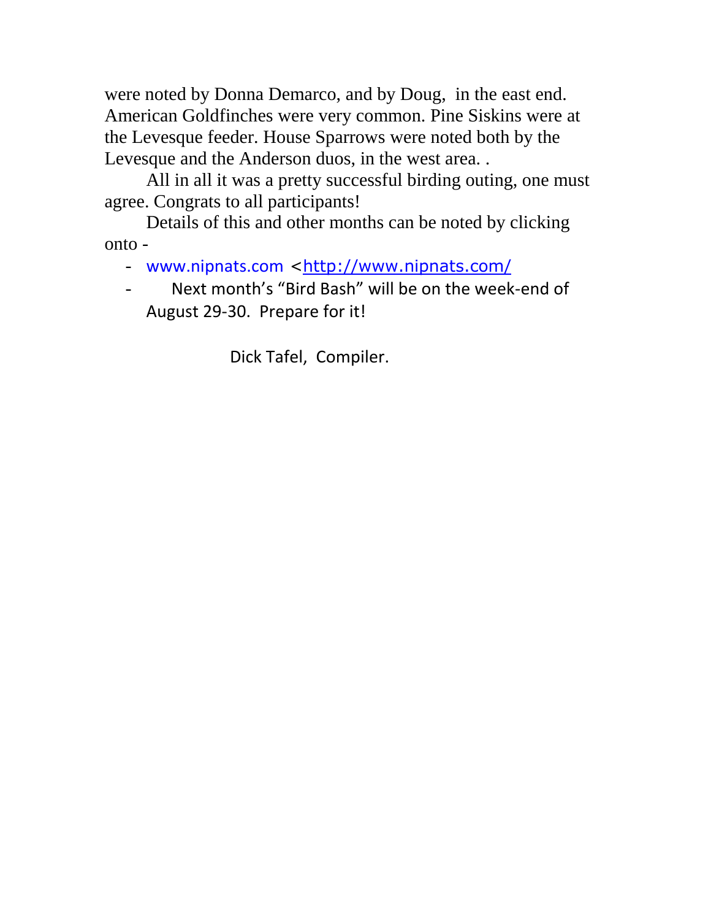were noted by Donna Demarco, and by Doug, in the east end. American Goldfinches were very common. Pine Siskins were at the Levesque feeder. House Sparrows were noted both by the Levesque and the Anderson duos, in the west area. .

All in all it was a pretty successful birding outing, one must agree. Congrats to all participants!

Details of this and other months can be noted by clicking onto -

- www.nipnats.com <http://www.nipnats.com/
- Next month's "Bird Bash" will be on the week-end of August 29-30. Prepare for it!

Dick Tafel, Compiler.